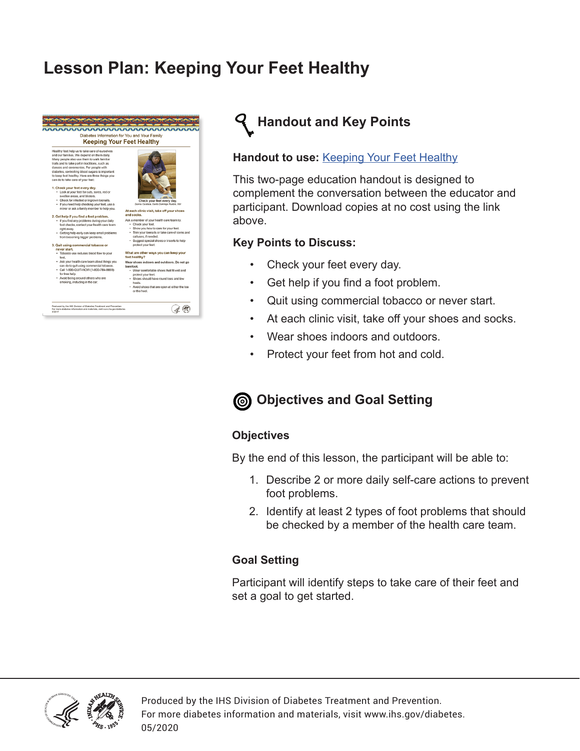# Lesson Plan: Keeping Your Feet Healthy

## Handout and Key Points

**Handout to use:** Keeping Your Feet Healthy

This two-page education handout is designed to complement the conversation between the educator and participant. Download copies at no cost using the link above.

**Key Points to Discuss:**

- Check your feet every day.
- Get help if you find a foot problem.
- Quit using commercial tobacco or never start.
- At each clinic visit, take off your shoes and socks.
- Wear shoes indoors and outdoors.
- Protect your feet from hot and cold.

## Objectives and Goal Setting

### Objectives

By the end of this lesson, the participant will be able to:

1. Describe 2 or more daily self-care actions to prevent foot problems.
2. Identify at least 2 types of foot problems that should be checked by a member of the health care team.

### Goal Setting

Participant will identify steps to take care of their feet and set a goal to get started.

Produced by the IHS Division of Diabetes Treatment and Prevention.
For more diabetes information and materials, visit www.ihs.gov/diabetes.
05/2020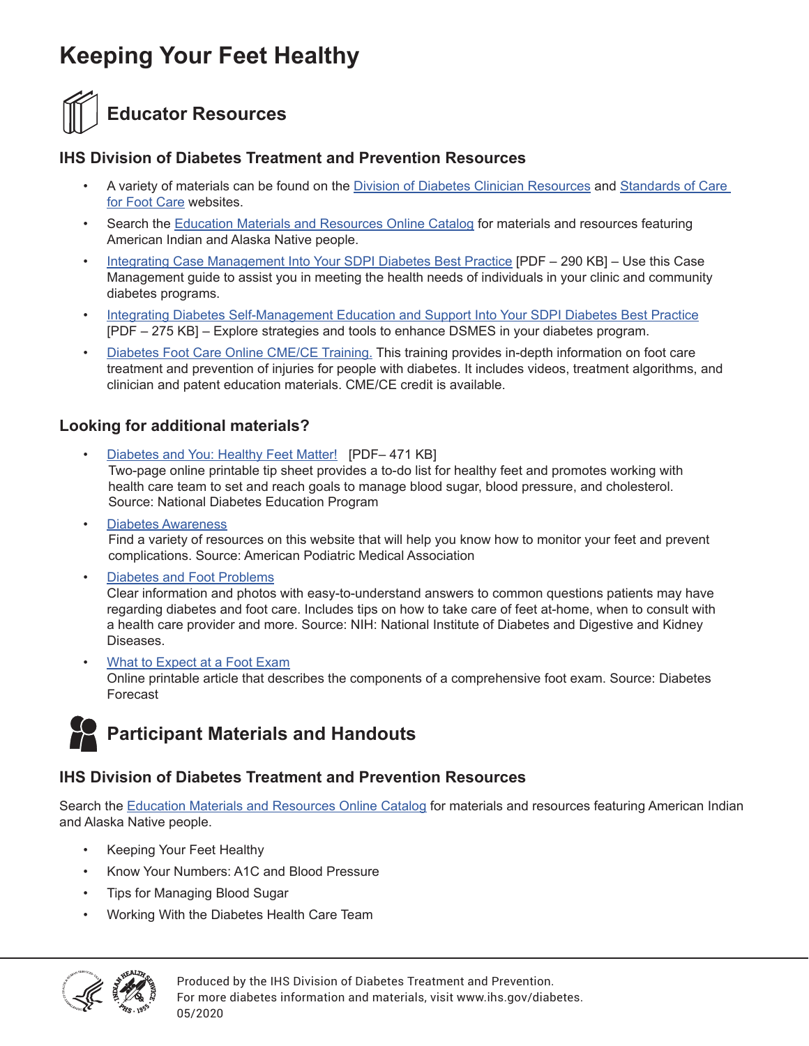# Keeping Your Feet Healthy

## Educator Resources

### IHS Division of Diabetes Treatment and Prevention Resources

- A variety of materials can be found on the Division of Diabetes Clinician Resources and Standards of Care for Foot Care websites.
- Search the Education Materials and Resources Online Catalog for materials and resources featuring American Indian and Alaska Native people.
- Integrating Case Management Into Your SDPI Diabetes Best Practice [PDF – 290 KB] – Use this Case Management guide to assist you in meeting the health needs of individuals in your clinic and community diabetes programs.
- Integrating Diabetes Self-Management Education and Support Into Your SDPI Diabetes Best Practice [PDF – 275 KB] – Explore strategies and tools to enhance DSMES in your diabetes program.
- Diabetes Foot Care Online CME/CE Training. This training provides in-depth information on foot care treatment and prevention of injuries for people with diabetes. It includes videos, treatment algorithms, and clinician and patent education materials. CME/CE credit is available.

### Looking for additional materials?

- Diabetes and You: Healthy Feet Matter! [PDF– 471 KB]
  Two-page online printable tip sheet provides a to-do list for healthy feet and promotes working with health care team to set and reach goals to manage blood sugar, blood pressure, and cholesterol. Source: National Diabetes Education Program
- Diabetes Awareness
  Find a variety of resources on this website that will help you know how to monitor your feet and prevent complications. Source: American Podiatric Medical Association
- Diabetes and Foot Problems
  Clear information and photos with easy-to-understand answers to common questions patients may have regarding diabetes and foot care. Includes tips on how to take care of feet at-home, when to consult with a health care provider and more. Source: NIH: National Institute of Diabetes and Digestive and Kidney Diseases.
- What to Expect at a Foot Exam
  Online printable article that describes the components of a comprehensive foot exam. Source: Diabetes Forecast

## Participant Materials and Handouts

### IHS Division of Diabetes Treatment and Prevention Resources

Search the Education Materials and Resources Online Catalog for materials and resources featuring American Indian and Alaska Native people.

- Keeping Your Feet Healthy
- Know Your Numbers: A1C and Blood Pressure
- Tips for Managing Blood Sugar
- Working With the Diabetes Health Care Team

Produced by the IHS Division of Diabetes Treatment and Prevention.
For more diabetes information and materials, visit www.ihs.gov/diabetes.
05/2020